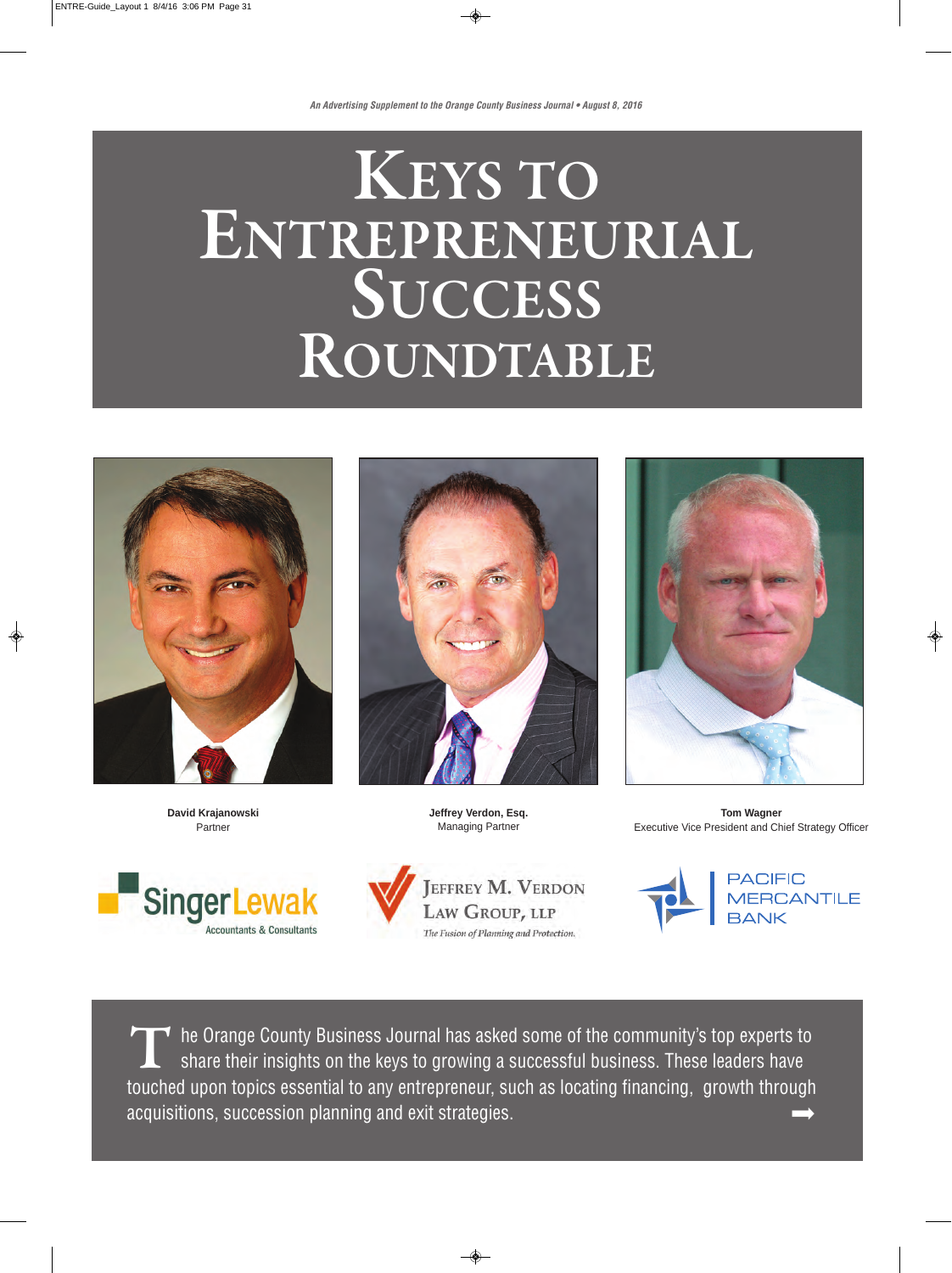*An Advertising Supplement to the Orange County Business Journal • August 8, 2016*

# KEYS TO ENTREPRENEURIAL SUCCESS ROUNDTABLE

**David Krajanowski**
Partner

SingerLewak
Accountants & Consultants

**Jeffrey Verdon, Esq.**
Managing Partner

JEFFREY M. VERDON LAW GROUP, LLP
*The Fusion of Planning and Protection.*

**Tom Wagner**
Executive Vice President and Chief Strategy Officer

PACIFIC MERCANTILE BANK

The Orange County Business Journal has asked some of the community's top experts to share their insights on the keys to growing a successful business. These leaders have touched upon topics essential to any entrepreneur, such as locating financing, growth through acquisitions, succession planning and exit strategies.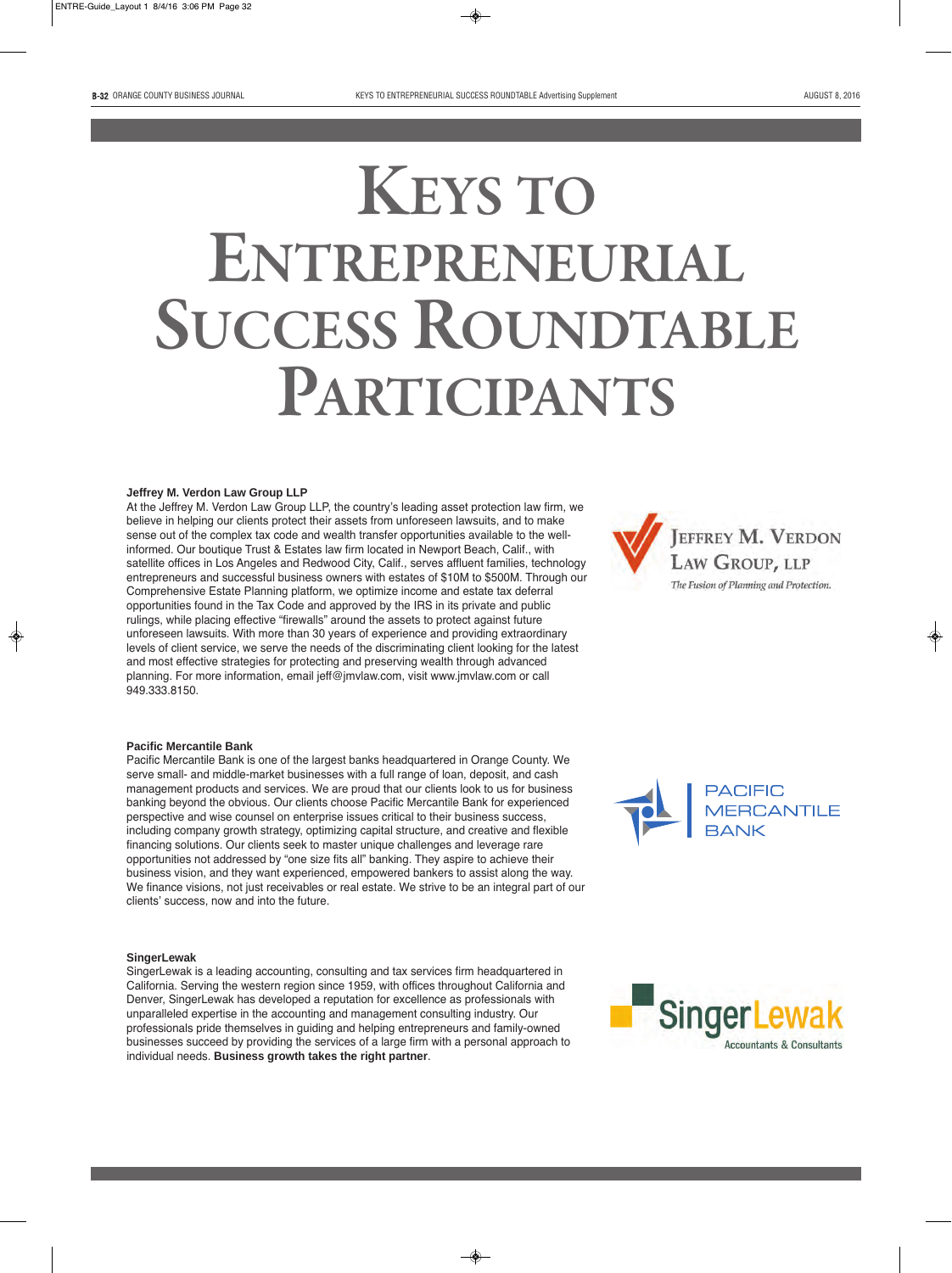# KEYS TO ENTREPRENEURIAL SUCCESS ROUNDTABLE PARTICIPANTS

**Jeffrey M. Verdon Law Group LLP**

At the Jeffrey M. Verdon Law Group LLP, the country's leading asset protection law firm, we believe in helping our clients protect their assets from unforeseen lawsuits, and to make sense out of the complex tax code and wealth transfer opportunities available to the well-informed. Our boutique Trust & Estates law firm located in Newport Beach, Calif., with satellite offices in Los Angeles and Redwood City, Calif., serves affluent families, technology entrepreneurs and successful business owners with estates of $10M to $500M. Through our Comprehensive Estate Planning platform, we optimize income and estate tax deferral opportunities found in the Tax Code and approved by the IRS in its private and public rulings, while placing effective "firewalls" around the assets to protect against future unforeseen lawsuits. With more than 30 years of experience and providing extraordinary levels of client service, we serve the needs of the discriminating client looking for the latest and most effective strategies for protecting and preserving wealth through advanced planning. For more information, email jeff@jmvlaw.com, visit www.jmvlaw.com or call 949.333.8150.

JEFFREY M. VERDON LAW GROUP, LLP

*The Fusion of Planning and Protection.*

**Pacific Mercantile Bank**

Pacific Mercantile Bank is one of the largest banks headquartered in Orange County. We serve small- and middle-market businesses with a full range of loan, deposit, and cash management products and services. We are proud that our clients look to us for business banking beyond the obvious. Our clients choose Pacific Mercantile Bank for experienced perspective and wise counsel on enterprise issues critical to their business success, including company growth strategy, optimizing capital structure, and creative and flexible financing solutions. Our clients seek to master unique challenges and leverage rare opportunities not addressed by "one size fits all" banking. They aspire to achieve their business vision, and they want experienced, empowered bankers to assist along the way. We finance visions, not just receivables or real estate. We strive to be an integral part of our clients' success, now and into the future.

PACIFIC MERCANTILE BANK

**SingerLewak**

SingerLewak is a leading accounting, consulting and tax services firm headquartered in California. Serving the western region since 1959, with offices throughout California and Denver, SingerLewak has developed a reputation for excellence as professionals with unparalleled expertise in the accounting and management consulting industry. Our professionals pride themselves in guiding and helping entrepreneurs and family-owned businesses succeed by providing the services of a large firm with a personal approach to individual needs. **Business growth takes the right partner**.

SingerLewak

Accountants & Consultants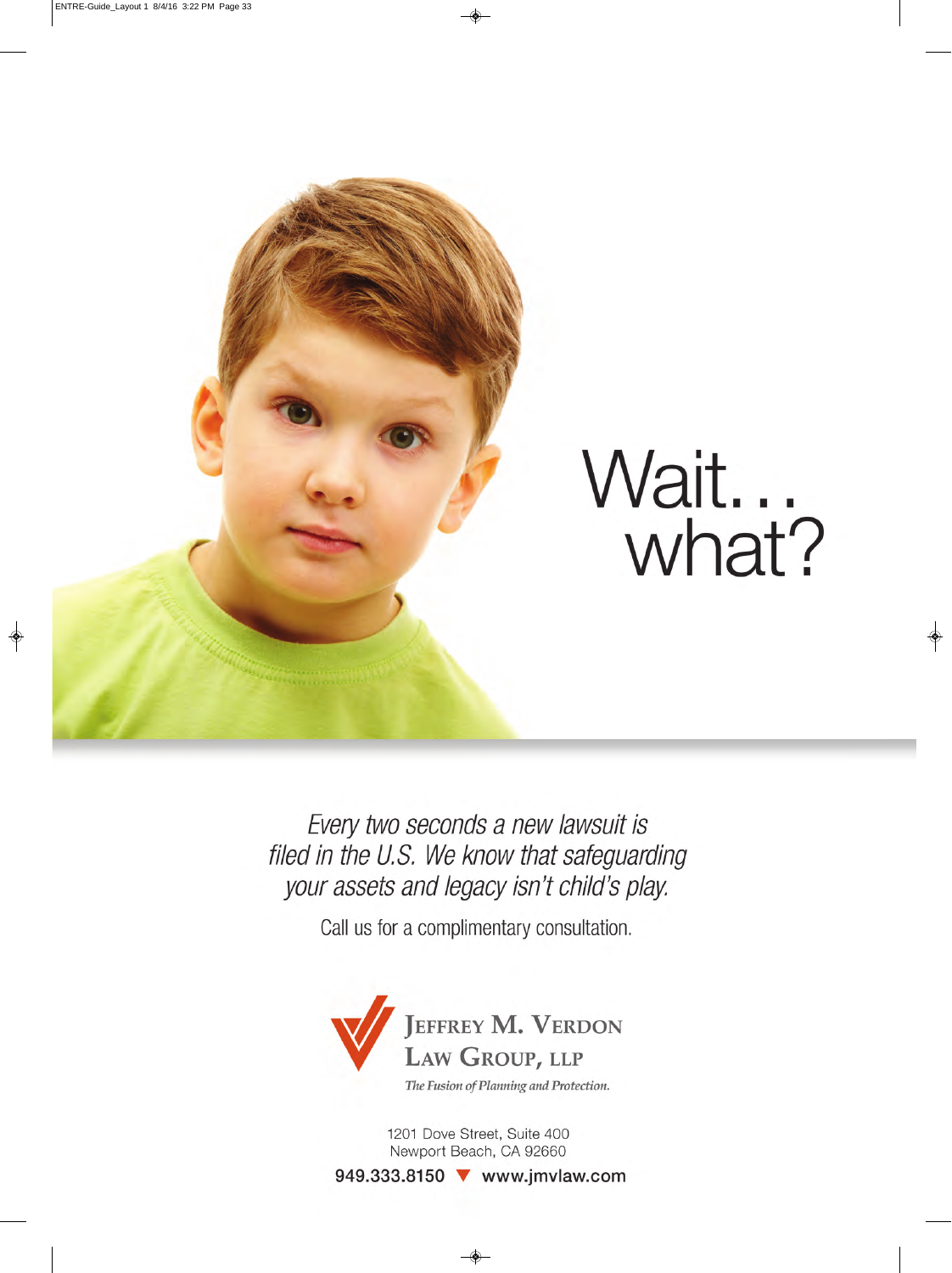# Wait… what?

*Every two seconds a new lawsuit is filed in the U.S. We know that safeguarding your assets and legacy isn't child's play.*

Call us for a complimentary consultation.

**Jeffrey M. Verdon Law Group, LLP**

*The Fusion of Planning and Protection.*

1201 Dove Street, Suite 400
Newport Beach, CA 92660

**949.333.8150 ▼ www.jmvlaw.com**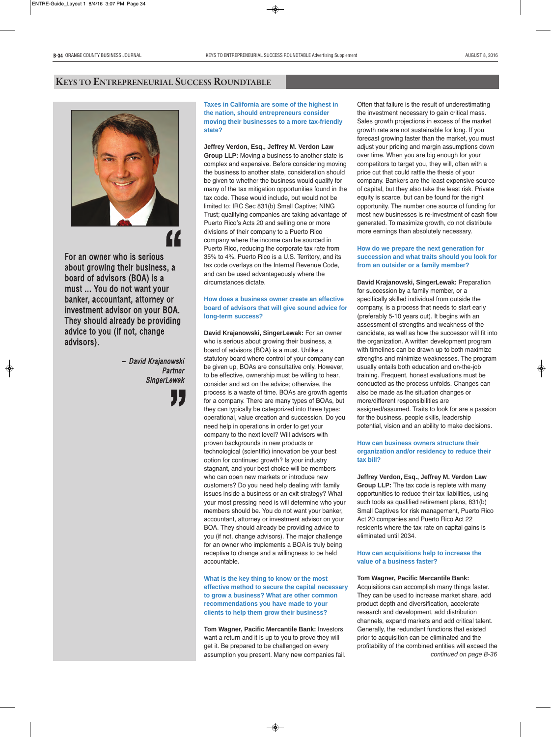# Keys to Entrepreneurial Success Roundtable

> For an owner who is serious about growing their business, a board of advisors (BOA) is a must ... You do not want your banker, accountant, attorney or investment advisor on your BOA. They should already be providing advice to you (if not, change advisors).
>
> *– David Krajanowski, Partner, SingerLewak*

**Taxes in California are some of the highest in the nation, should entrepreneurs consider moving their businesses to a more tax-friendly state?**

**Jeffrey Verdon, Esq., Jeffrey M. Verdon Law Group LLP:** Moving a business to another state is complex and expensive. Before considering moving the business to another state, consideration should be given to whether the business would qualify for many of the tax mitigation opportunities found in the tax code. These would include, but would not be limited to: IRC Sec 831(b) Small Captive; NING Trust; qualifying companies are taking advantage of Puerto Rico's Acts 20 and selling one or more divisions of their company to a Puerto Rico company where the income can be sourced in Puerto Rico, reducing the corporate tax rate from 35% to 4%. Puerto Rico is a U.S. Territory, and its tax code overlays on the Internal Revenue Code, and can be used advantageously where the circumstances dictate.

**How does a business owner create an effective board of advisors that will give sound advice for long-term success?**

**David Krajanowski, SingerLewak:** For an owner who is serious about growing their business, a board of advisors (BOA) is a must. Unlike a statutory board where control of your company can be given up, BOAs are consultative only. However, to be effective, ownership must be willing to hear, consider and act on the advice; otherwise, the process is a waste of time. BOAs are growth agents for a company. There are many types of BOAs, but they can typically be categorized into three types: operational, value creation and succession. Do you need help in operations in order to get your company to the next level? Will advisors with proven backgrounds in new products or technological (scientific) innovation be your best option for continued growth? Is your industry stagnant, and your best choice will be members who can open new markets or introduce new customers? Do you need help dealing with family issues inside a business or an exit strategy? What your most pressing need is will determine who your members should be. You do not want your banker, accountant, attorney or investment advisor on your BOA. They should already be providing advice to you (if not, change advisors). The major challenge for an owner who implements a BOA is truly being receptive to change and a willingness to be held accountable.

**What is the key thing to know or the most effective method to secure the capital necessary to grow a business? What are other common recommendations you have made to your clients to help them grow their business?**

**Tom Wagner, Pacific Mercantile Bank:** Investors want a return and it is up to you to prove they will get it. Be prepared to be challenged on every assumption you present. Many new companies fail. Often that failure is the result of underestimating the investment necessary to gain critical mass. Sales growth projections in excess of the market growth rate are not sustainable for long. If you forecast growing faster than the market, you must adjust your pricing and margin assumptions down over time. When you are big enough for your competitors to target you, they will, often with a price cut that could rattle the thesis of your company. Bankers are the least expensive source of capital, but they also take the least risk. Private equity is scarce, but can be found for the right opportunity. The number one source of funding for most new businesses is re-investment of cash flow generated. To maximize growth, do not distribute more earnings than absolutely necessary.

**How do we prepare the next generation for succession and what traits should you look for from an outsider or a family member?**

**David Krajanowski, SingerLewak:** Preparation for succession by a family member, or a specifically skilled individual from outside the company, is a process that needs to start early (preferably 5-10 years out). It begins with an assessment of strengths and weakness of the candidate, as well as how the successor will fit into the organization. A written development program with timelines can be drawn up to both maximize strengths and minimize weaknesses. The program usually entails both education and on-the-job training. Frequent, honest evaluations must be conducted as the process unfolds. Changes can also be made as the situation changes or more/different responsibilities are assigned/assumed. Traits to look for are a passion for the business, people skills, leadership potential, vision and an ability to make decisions.

**How can business owners structure their organization and/or residency to reduce their tax bill?**

**Jeffrey Verdon, Esq., Jeffrey M. Verdon Law Group LLP:** The tax code is replete with many opportunities to reduce their tax liabilities, using such tools as qualified retirement plans, 831(b) Small Captives for risk management, Puerto Rico Act 20 companies and Puerto Rico Act 22 residents where the tax rate on capital gains is eliminated until 2034.

**How can acquisitions help to increase the value of a business faster?**

**Tom Wagner, Pacific Mercantile Bank:** Acquisitions can accomplish many things faster. They can be used to increase market share, add product depth and diversification, accelerate research and development, add distribution channels, expand markets and add critical talent. Generally, the redundant functions that existed prior to acquisition can be eliminated and the profitability of the combined entities will exceed the

*continued on page B-36*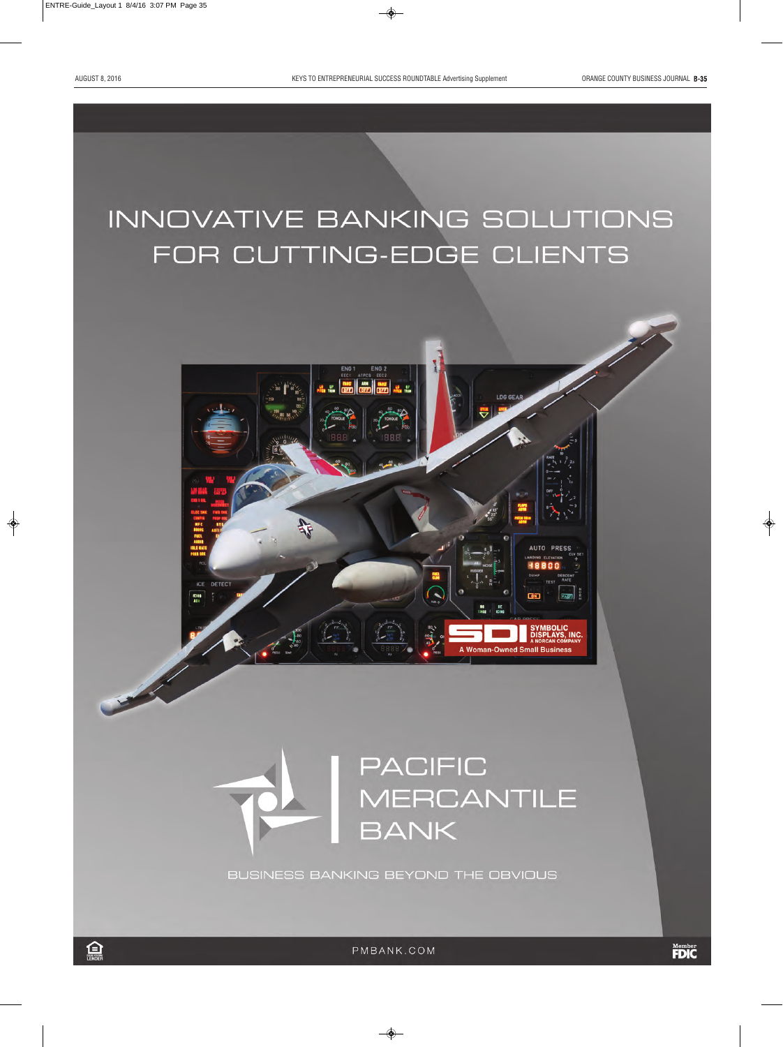# INNOVATIVE BANKING SOLUTIONS FOR CUTTING-EDGE CLIENTS

SYMBOLIC DISPLAYS, INC.
A NORCAN COMPANY
A Woman-Owned Small Business

PACIFIC MERCANTILE BANK

BUSINESS BANKING BEYOND THE OBVIOUS

PMBANK.COM

Member FDIC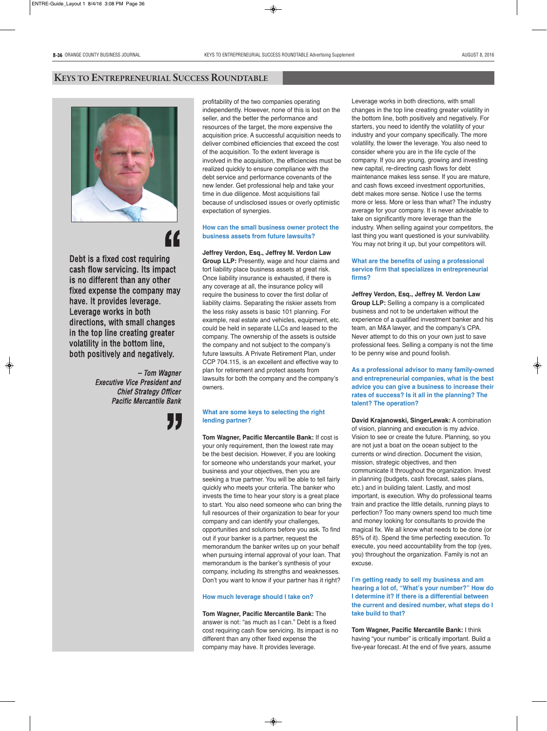## Keys to Entrepreneurial Success Roundtable

> Debt is a fixed cost requiring cash flow servicing. Its impact is no different than any other fixed expense the company may have. It provides leverage. Leverage works in both directions, with small changes in the top line creating greater volatility in the bottom line, both positively and negatively.
>
> *– Tom Wagner*
> *Executive Vice President and Chief Strategy Officer*
> *Pacific Mercantile Bank*

profitability of the two companies operating independently. However, none of this is lost on the seller, and the better the performance and resources of the target, the more expensive the acquisition price. A successful acquisition needs to deliver combined efficiencies that exceed the cost of the acquisition. To the extent leverage is involved in the acquisition, the efficiencies must be realized quickly to ensure compliance with the debt service and performance covenants of the new lender. Get professional help and take your time in due diligence. Most acquisitions fail because of undisclosed issues or overly optimistic expectation of synergies.

### How can the small business owner protect the business assets from future lawsuits?

**Jeffrey Verdon, Esq., Jeffrey M. Verdon Law Group LLP:** Presently, wage and hour claims and tort liability place business assets at great risk. Once liability insurance is exhausted, if there is any coverage at all, the insurance policy will require the business to cover the first dollar of liability claims. Separating the riskier assets from the less risky assets is basic 101 planning. For example, real estate and vehicles, equipment, etc. could be held in separate LLCs and leased to the company. The ownership of the assets is outside the company and not subject to the company's future lawsuits. A Private Retirement Plan, under CCP 704.115, is an excellent and effective way to plan for retirement and protect assets from lawsuits for both the company and the company's owners.

### What are some keys to selecting the right lending partner?

**Tom Wagner, Pacific Mercantile Bank:** If cost is your only requirement, then the lowest rate may be the best decision. However, if you are looking for someone who understands your market, your business and your objectives, then you are seeking a true partner. You will be able to tell fairly quickly who meets your criteria. The banker who invests the time to hear your story is a great place to start. You also need someone who can bring the full resources of their organization to bear for your company and can identify your challenges, opportunities and solutions before you ask. To find out if your banker is a partner, request the memorandum the banker writes up on your behalf when pursuing internal approval of your loan. That memorandum is the banker's synthesis of your company, including its strengths and weaknesses. Don't you want to know if your partner has it right?

### How much leverage should I take on?

**Tom Wagner, Pacific Mercantile Bank:** The answer is not: "as much as I can." Debt is a fixed cost requiring cash flow servicing. Its impact is no different than any other fixed expense the company may have. It provides leverage. Leverage works in both directions, with small changes in the top line creating greater volatility in the bottom line, both positively and negatively. For starters, you need to identify the volatility of your industry and your company specifically. The more volatility, the lower the leverage. You also need to consider where you are in the life cycle of the company. If you are young, growing and investing new capital, re-directing cash flows for debt maintenance makes less sense. If you are mature, and cash flows exceed investment opportunities, debt makes more sense. Notice I use the terms more or less. More or less than what? The industry average for your company. It is never advisable to take on significantly more leverage than the industry. When selling against your competitors, the last thing you want questioned is your survivability. You may not bring it up, but your competitors will.

### What are the benefits of using a professional service firm that specializes in entrepreneurial firms?

**Jeffrey Verdon, Esq., Jeffrey M. Verdon Law Group LLP:** Selling a company is a complicated business and not to be undertaken without the experience of a qualified investment banker and his team, an M&A lawyer, and the company's CPA. Never attempt to do this on your own just to save professional fees. Selling a company is not the time to be penny wise and pound foolish.

### As a professional advisor to many family-owned and entrepreneurial companies, what is the best advice you can give a business to increase their rates of success? Is it all in the planning? The talent? The operation?

**David Krajanowski, SingerLewak:** A combination of vision, planning and execution is my advice. Vision to see or create the future. Planning, so you are not just a boat on the ocean subject to the currents or wind direction. Document the vision, mission, strategic objectives, and then communicate it throughout the organization. Invest in planning (budgets, cash forecast, sales plans, etc.) and in building talent. Lastly, and most important, is execution. Why do professional teams train and practice the little details, running plays to perfection? Too many owners spend too much time and money looking for consultants to provide the magical fix. We all know what needs to be done (or 85% of it). Spend the time perfecting execution. To execute, you need accountability from the top (yes, you) throughout the organization. Family is not an excuse.

### I'm getting ready to sell my business and am hearing a lot of, "What's your number?" How do I determine it? If there is a differential between the current and desired number, what steps do I take build to that?

**Tom Wagner, Pacific Mercantile Bank:** I think having "your number" is critically important. Build a five-year forecast. At the end of five years, assume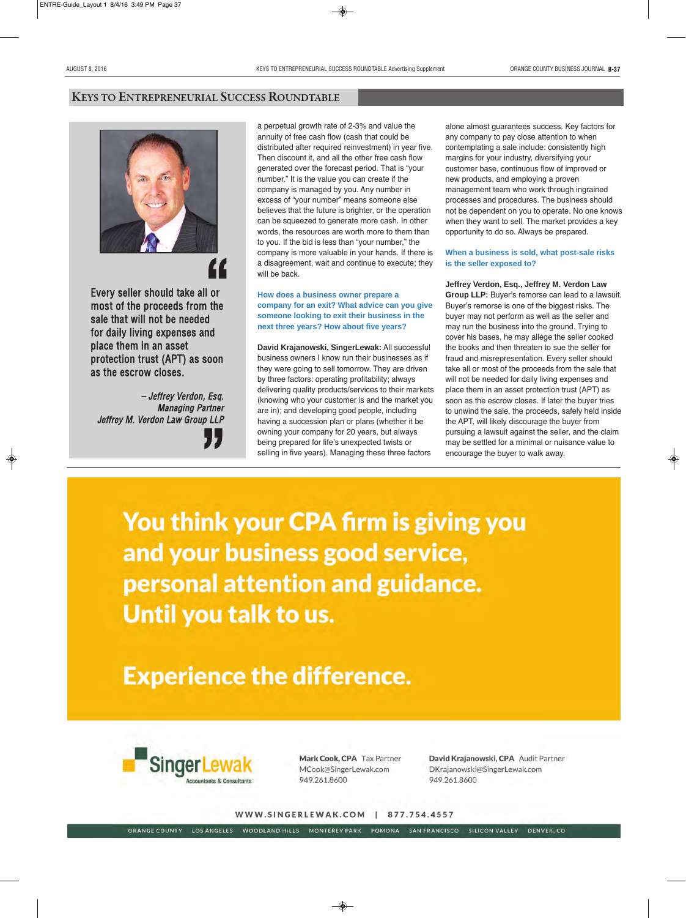## Keys to Entrepreneurial Success Roundtable

> Every seller should take all or most of the proceeds from the sale that will not be needed for daily living expenses and place them in an asset protection trust (APT) as soon as the escrow closes.
>
> *– Jeffrey Verdon, Esq.*
> *Managing Partner*
> *Jeffrey M. Verdon Law Group LLP*

a perpetual growth rate of 2-3% and value the annuity of free cash flow (cash that could be distributed after required reinvestment) in year five. Then discount it, and all the other free cash flow generated over the forecast period. That is "your number." It is the value you can create if the company is managed by you. Any number in excess of "your number" means someone else believes that the future is brighter, or the operation can be squeezed to generate more cash. In other words, the resources are worth more to them than to you. If the bid is less than "your number," the company is more valuable in your hands. If there is a disagreement, wait and continue to execute; they will be back.

**How does a business owner prepare a company for an exit? What advice can you give someone looking to exit their business in the next three years? How about five years?**

**David Krajanowski, SingerLewak:** All successful business owners I know run their businesses as if they were going to sell tomorrow. They are driven by three factors: operating profitability; always delivering quality products/services to their markets (knowing who your customer is and the market you are in); and developing good people, including having a succession plan or plans (whether it be owning your company for 20 years, but always being prepared for life's unexpected twists or selling in five years). Managing these three factors alone almost guarantees success. Key factors for any company to pay close attention to when contemplating a sale include: consistently high margins for your industry, diversifying your customer base, continuous flow of improved or new products, and employing a proven management team who work through ingrained processes and procedures. The business should not be dependent on you to operate. No one knows when they want to sell. The market provides a key opportunity to do so. Always be prepared.

**When a business is sold, what post-sale risks is the seller exposed to?**

**Jeffrey Verdon, Esq., Jeffrey M. Verdon Law Group LLP:** Buyer's remorse can lead to a lawsuit. Buyer's remorse is one of the biggest risks. The buyer may not perform as well as the seller and may run the business into the ground. Trying to cover his bases, he may allege the seller cooked the books and then threaten to sue the seller for fraud and misrepresentation. Every seller should take all or most of the proceeds from the sale that will not be needed for daily living expenses and place them in an asset protection trust (APT) as soon as the escrow closes. If later the buyer tries to unwind the sale, the proceeds, safely held inside the APT, will likely discourage the buyer from pursuing a lawsuit against the seller, and the claim may be settled for a minimal or nuisance value to encourage the buyer to walk away.

---

**You think your CPA firm is giving you and your business good service, personal attention and guidance. Until you talk to us.**

**Experience the difference.**

SingerLewak
Accountants & Consultants

**Mark Cook, CPA** Tax Partner
MCook@SingerLewak.com
949.261.8600

**David Krajanowski, CPA** Audit Partner
DKrajanowski@SingerLewak.com
949.261.8600

WWW.SINGERLEWAK.COM | 877.754.4557

ORANGE COUNTY · LOS ANGELES · WOODLAND HILLS · MONTEREY PARK · POMONA · SAN FRANCISCO · SILICON VALLEY · DENVER, CO